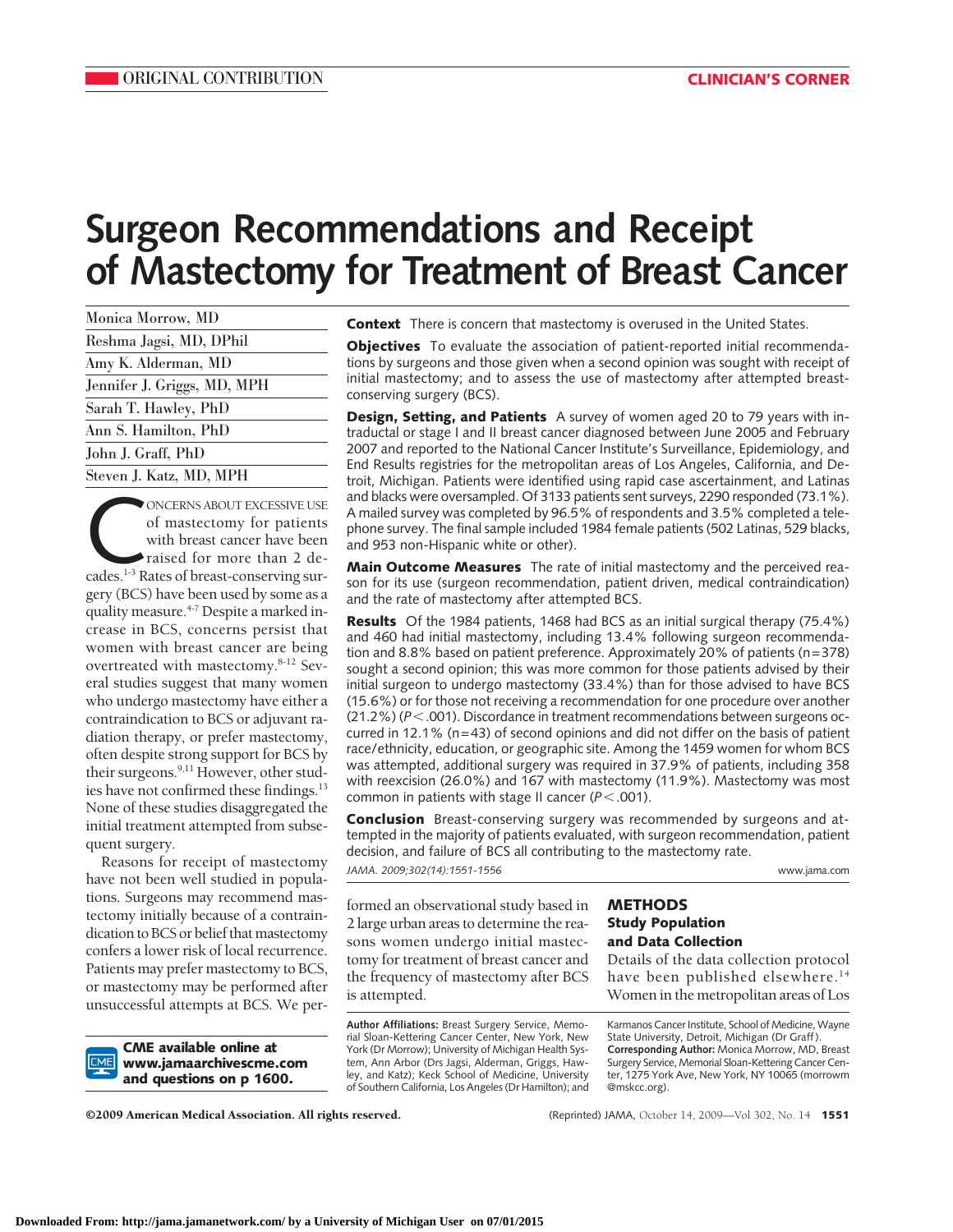ORIGINAL CONTRIBUTION

CLINICIAN'S CORNER

# Surgeon Recommendations and Receipt of Mastectomy for Treatment of Breast Cancer

Monica Morrow, MD

Reshma Jagsi, MD, DPhil

Amy K. Alderman, MD

Jennifer J. Griggs, MD, MPH

Sarah T. Hawley, PhD

Ann S. Hamilton, PhD

John J. Graff, PhD

Steven J. Katz, MD, MPH

**Context** There is concern that mastectomy is overused in the United States.

**Objectives** To evaluate the association of patient-reported initial recommendations by surgeons and those given when a second opinion was sought with receipt of initial mastectomy; and to assess the use of mastectomy after attempted breast-conserving surgery (BCS).

**Design, Setting, and Patients** A survey of women aged 20 to 79 years with intraductal or stage I and II breast cancer diagnosed between June 2005 and February 2007 and reported to the National Cancer Institute's Surveillance, Epidemiology, and End Results registries for the metropolitan areas of Los Angeles, California, and Detroit, Michigan. Patients were identified using rapid case ascertainment, and Latinas and blacks were oversampled. Of 3133 patients sent surveys, 2290 responded (73.1%). A mailed survey was completed by 96.5% of respondents and 3.5% completed a telephone survey. The final sample included 1984 female patients (502 Latinas, 529 blacks, and 953 non-Hispanic white or other).

**Main Outcome Measures** The rate of initial mastectomy and the perceived reason for its use (surgeon recommendation, patient driven, medical contraindication) and the rate of mastectomy after attempted BCS.

**Results** Of the 1984 patients, 1468 had BCS as an initial surgical therapy (75.4%) and 460 had initial mastectomy, including 13.4% following surgeon recommendation and 8.8% based on patient preference. Approximately 20% of patients (n=378) sought a second opinion; this was more common for those patients advised by their initial surgeon to undergo mastectomy (33.4%) than for those advised to have BCS (15.6%) or for those not receiving a recommendation for one procedure over another (21.2%) ($P<.001$). Discordance in treatment recommendations between surgeons occurred in 12.1% (n=43) of second opinions and did not differ on the basis of patient race/ethnicity, education, or geographic site. Among the 1459 women for whom BCS was attempted, additional surgery was required in 37.9% of patients, including 358 with reexcision (26.0%) and 167 with mastectomy (11.9%). Mastectomy was most common in patients with stage II cancer ($P<.001$).

**Conclusion** Breast-conserving surgery was recommended by surgeons and attempted in the majority of patients evaluated, with surgeon recommendation, patient decision, and failure of BCS all contributing to the mastectomy rate.

*JAMA. 2009;302(14):1551-1556* www.jama.com

Concerns about excessive use of mastectomy for patients with breast cancer have been raised for more than 2 decades.[1-3] Rates of breast-conserving surgery (BCS) have been used by some as a quality measure.[4-7] Despite a marked increase in BCS, concerns persist that women with breast cancer are being overtreated with mastectomy.[8-12] Several studies suggest that many women who undergo mastectomy have either a contraindication to BCS or adjuvant radiation therapy, or prefer mastectomy, often despite strong support for BCS by their surgeons.[9,11] However, other studies have not confirmed these findings.[13] None of these studies disaggregated the initial treatment attempted from subsequent surgery.

Reasons for receipt of mastectomy have not been well studied in populations. Surgeons may recommend mastectomy initially because of a contraindication to BCS or belief that mastectomy confers a lower risk of local recurrence. Patients may prefer mastectomy to BCS, or mastectomy may be performed after unsuccessful attempts at BCS. We performed an observational study based in 2 large urban areas to determine the reasons women undergo initial mastectomy for treatment of breast cancer and the frequency of mastectomy after BCS is attempted.

## METHODS

### Study Population and Data Collection

Details of the data collection protocol have been published elsewhere.[14] Women in the metropolitan areas of Los

**CME available online at www.jamaarchivescme.com and questions on p 1600.**

**Author Affiliations:** Breast Surgery Service, Memorial Sloan-Kettering Cancer Center, New York, New York (Dr Morrow); University of Michigan Health System, Ann Arbor (Drs Jagsi, Alderman, Griggs, Hawley, and Katz); Keck School of Medicine, University of Southern California, Los Angeles (Dr Hamilton); and Karmanos Cancer Institute, School of Medicine, Wayne State University, Detroit, Michigan (Dr Graff).

**Corresponding Author:** Monica Morrow, MD, Breast Surgery Service, Memorial Sloan-Kettering Cancer Center, 1275 York Ave, New York, NY 10065 (morrowm@mskcc.org).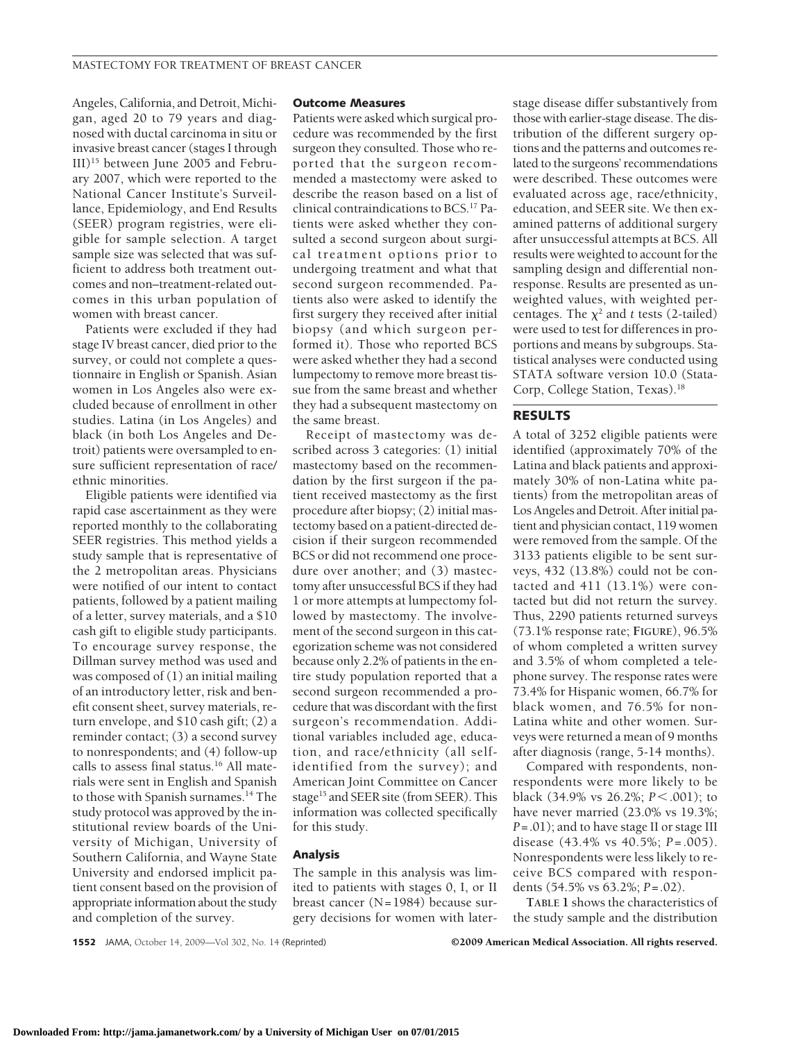Angeles, California, and Detroit, Michigan, aged 20 to 79 years and diagnosed with ductal carcinoma in situ or invasive breast cancer (stages I through III)[15] between June 2005 and February 2007, which were reported to the National Cancer Institute's Surveillance, Epidemiology, and End Results (SEER) program registries, were eligible for sample selection. A target sample size was selected that was sufficient to address both treatment outcomes and non–treatment-related outcomes in this urban population of women with breast cancer.

Patients were excluded if they had stage IV breast cancer, died prior to the survey, or could not complete a questionnaire in English or Spanish. Asian women in Los Angeles also were excluded because of enrollment in other studies. Latina (in Los Angeles) and black (in both Los Angeles and Detroit) patients were oversampled to ensure sufficient representation of race/ethnic minorities.

Eligible patients were identified via rapid case ascertainment as they were reported monthly to the collaborating SEER registries. This method yields a study sample that is representative of the 2 metropolitan areas. Physicians were notified of our intent to contact patients, followed by a patient mailing of a letter, survey materials, and a \$10 cash gift to eligible study participants. To encourage survey response, the Dillman survey method was used and was composed of (1) an initial mailing of an introductory letter, risk and benefit consent sheet, survey materials, return envelope, and \$10 cash gift; (2) a reminder contact; (3) a second survey to nonrespondents; and (4) follow-up calls to assess final status.[16] All materials were sent in English and Spanish to those with Spanish surnames.[14] The study protocol was approved by the institutional review boards of the University of Michigan, University of Southern California, and Wayne State University and endorsed implicit patient consent based on the provision of appropriate information about the study and completion of the survey.

### Outcome Measures

Patients were asked which surgical procedure was recommended by the first surgeon they consulted. Those who reported that the surgeon recommended a mastectomy were asked to describe the reason based on a list of clinical contraindications to BCS.[17] Patients were asked whether they consulted a second surgeon about surgical treatment options prior to undergoing treatment and what that second surgeon recommended. Patients also were asked to identify the first surgery they received after initial biopsy (and which surgeon performed it). Those who reported BCS were asked whether they had a second lumpectomy to remove more breast tissue from the same breast and whether they had a subsequent mastectomy on the same breast.

Receipt of mastectomy was described across 3 categories: (1) initial mastectomy based on the recommendation by the first surgeon if the patient received mastectomy as the first procedure after biopsy; (2) initial mastectomy based on a patient-directed decision if their surgeon recommended BCS or did not recommend one procedure over another; and (3) mastectomy after unsuccessful BCS if they had 1 or more attempts at lumpectomy followed by mastectomy. The involvement of the second surgeon in this categorization scheme was not considered because only 2.2% of patients in the entire study population reported that a second surgeon recommended a procedure that was discordant with the first surgeon's recommendation. Additional variables included age, education, and race/ethnicity (all self-identified from the survey); and American Joint Committee on Cancer stage[15] and SEER site (from SEER). This information was collected specifically for this study.

### Analysis

The sample in this analysis was limited to patients with stages 0, I, or II breast cancer (N=1984) because surgery decisions for women with later-stage disease differ substantively from those with earlier-stage disease. The distribution of the different surgery options and the patterns and outcomes related to the surgeons' recommendations were described. These outcomes were evaluated across age, race/ethnicity, education, and SEER site. We then examined patterns of additional surgery after unsuccessful attempts at BCS. All results were weighted to account for the sampling design and differential nonresponse. Results are presented as unweighted values, with weighted percentages. The $\chi^2$ and $t$ tests (2-tailed) were used to test for differences in proportions and means by subgroups. Statistical analyses were conducted using STATA software version 10.0 (StataCorp, College Station, Texas).[18]

## RESULTS

A total of 3252 eligible patients were identified (approximately 70% of the Latina and black patients and approximately 30% of non-Latina white patients) from the metropolitan areas of Los Angeles and Detroit. After initial patient and physician contact, 119 women were removed from the sample. Of the 3133 patients eligible to be sent surveys, 432 (13.8%) could not be contacted and 411 (13.1%) were contacted but did not return the survey. Thus, 2290 patients returned surveys (73.1% response rate; FIGURE), 96.5% of whom completed a written survey and 3.5% of whom completed a telephone survey. The response rates were 73.4% for Hispanic women, 66.7% for black women, and 76.5% for non-Latina white and other women. Surveys were returned a mean of 9 months after diagnosis (range, 5-14 months).

Compared with respondents, nonrespondents were more likely to be black (34.9% vs 26.2%; $P<.001$); to have never married (23.0% vs 19.3%; $P=.01$); and to have stage II or stage III disease (43.4% vs 40.5%; $P=.005$). Nonrespondents were less likely to receive BCS compared with respondents (54.5% vs 63.2%; $P=.02$).

TABLE 1 shows the characteristics of the study sample and the distribution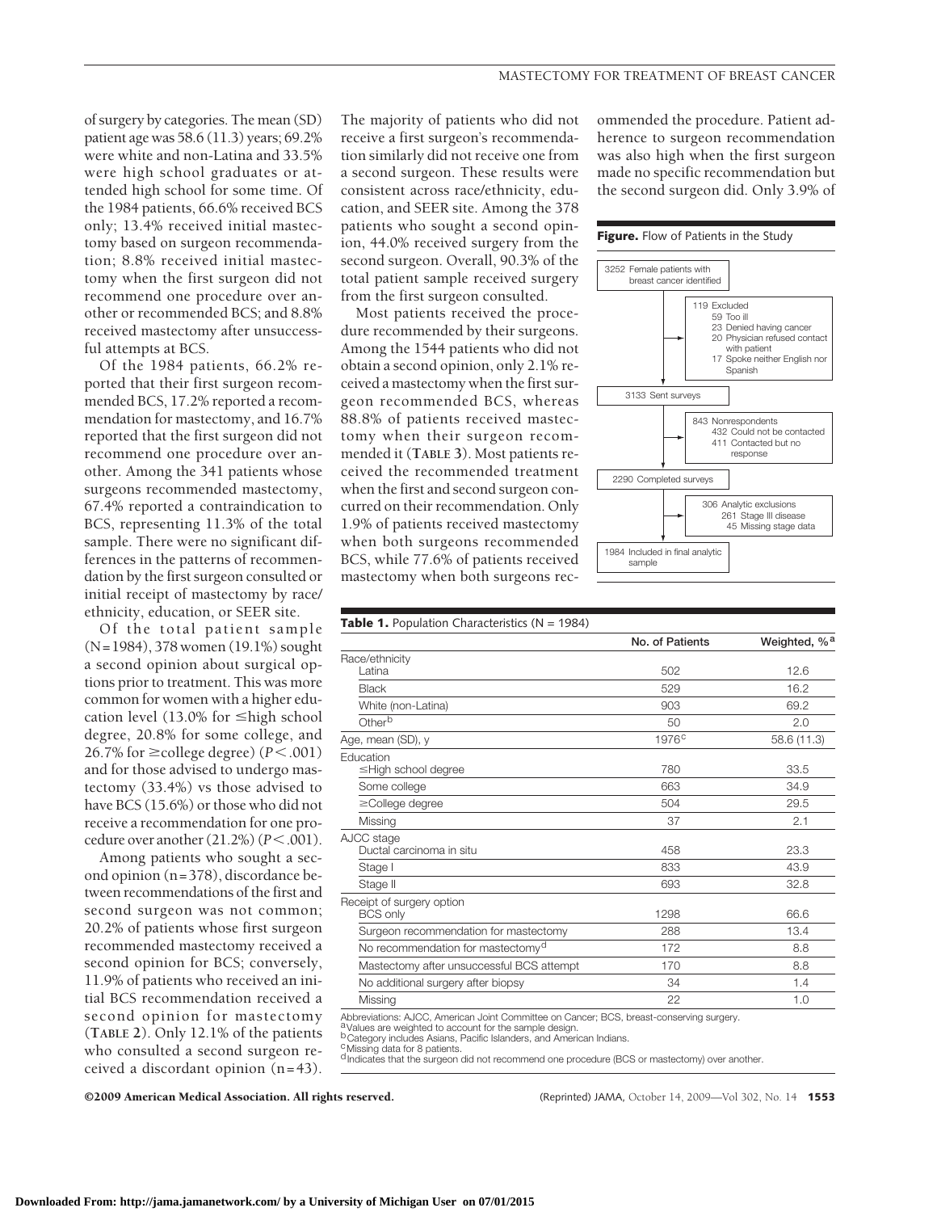of surgery by categories. The mean (SD) patient age was 58.6 (11.3) years; 69.2% were white and non-Latina and 33.5% were high school graduates or attended high school for some time. Of the 1984 patients, 66.6% received BCS only; 13.4% received initial mastectomy based on surgeon recommendation; 8.8% received initial mastectomy when the first surgeon did not recommend one procedure over another or recommended BCS; and 8.8% received mastectomy after unsuccessful attempts at BCS.

Of the 1984 patients, 66.2% reported that their first surgeon recommended BCS, 17.2% reported a recommendation for mastectomy, and 16.7% reported that the first surgeon did not recommend one procedure over another. Among the 341 patients whose surgeons recommended mastectomy, 67.4% reported a contraindication to BCS, representing 11.3% of the total sample. There were no significant differences in the patterns of recommendation by the first surgeon consulted or initial receipt of mastectomy by race/ethnicity, education, or SEER site.

Of the total patient sample (N=1984), 378 women (19.1%) sought a second opinion about surgical options prior to treatment. This was more common for women with a higher education level (13.0% for ≤high school degree, 20.8% for some college, and 26.7% for ≥college degree) ($P < .001$) and for those advised to undergo mastectomy (33.4%) vs those advised to have BCS (15.6%) or those who did not receive a recommendation for one procedure over another (21.2%) ($P < .001$).

Among patients who sought a second opinion (n=378), discordance between recommendations of the first and second surgeon was not common; 20.2% of patients whose first surgeon recommended mastectomy received a second opinion for BCS; conversely, 11.9% of patients who received an initial BCS recommendation received a second opinion for mastectomy (**TABLE 2**). Only 12.1% of the patients who consulted a second surgeon received a discordant opinion (n=43). The majority of patients who did not receive a first surgeon's recommendation similarly did not receive one from a second surgeon. These results were consistent across race/ethnicity, education, and SEER site. Among the 378 patients who sought a second opinion, 44.0% received surgery from the second surgeon. Overall, 90.3% of the total patient sample received surgery from the first surgeon consulted.

Most patients received the procedure recommended by their surgeons. Among the 1544 patients who did not obtain a second opinion, only 2.1% received a mastectomy when the first surgeon recommended BCS, whereas 88.8% of patients received mastectomy when their surgeon recommended it (**TABLE 3**). Most patients received the recommended treatment when the first and second surgeon concurred on their recommendation. Only 1.9% of patients received mastectomy when both surgeons recommended BCS, while 77.6% of patients received mastectomy when both surgeons recommended the procedure. Patient adherence to surgeon recommendation was also high when the first surgeon made no specific recommendation but the second surgeon did. Only 3.9% of

**Figure.** Flow of Patients in the Study

- 3252 Female patients with breast cancer identified
  - 119 Excluded
    - 59 Too ill
    - 23 Denied having cancer
    - 20 Physician refused contact with patient
    - 17 Spoke neither English nor Spanish
- 3133 Sent surveys
  - 843 Nonrespondents
    - 432 Could not be contacted
    - 411 Contacted but no response
- 2290 Completed surveys
  - 306 Analytic exclusions
    - 261 Stage III disease
    - 45 Missing stage data
- 1984 Included in final analytic sample

**Table 1.** Population Characteristics (N = 1984)

| | No. of Patients | Weighted, %[a] |
|---|---|---|
| Race/ethnicity | | |
| Latina | 502 | 12.6 |
| Black | 529 | 16.2 |
| White (non-Latina) | 903 | 69.2 |
| Other[b] | 50 | 2.0 |
| Age, mean (SD), y | 1976[c] | 58.6 (11.3) |
| Education | | |
| ≤High school degree | 780 | 33.5 |
| Some college | 663 | 34.9 |
| ≥College degree | 504 | 29.5 |
| Missing | 37 | 2.1 |
| AJCC stage | | |
| Ductal carcinoma in situ | 458 | 23.3 |
| Stage I | 833 | 43.9 |
| Stage II | 693 | 32.8 |
| Receipt of surgery option | | |
| BCS only | 1298 | 66.6 |
| Surgeon recommendation for mastectomy | 288 | 13.4 |
| No recommendation for mastectomy[d] | 172 | 8.8 |
| Mastectomy after unsuccessful BCS attempt | 170 | 8.8 |
| No additional surgery after biopsy | 34 | 1.4 |
| Missing | 22 | 1.0 |

Abbreviations: AJCC, American Joint Committee on Cancer; BCS, breast-conserving surgery.
[a] Values are weighted to account for the sample design.
[b] Category includes Asians, Pacific Islanders, and American Indians.
[c] Missing data for 8 patients.
[d] Indicates that the surgeon did not recommend one procedure (BCS or mastectomy) over another.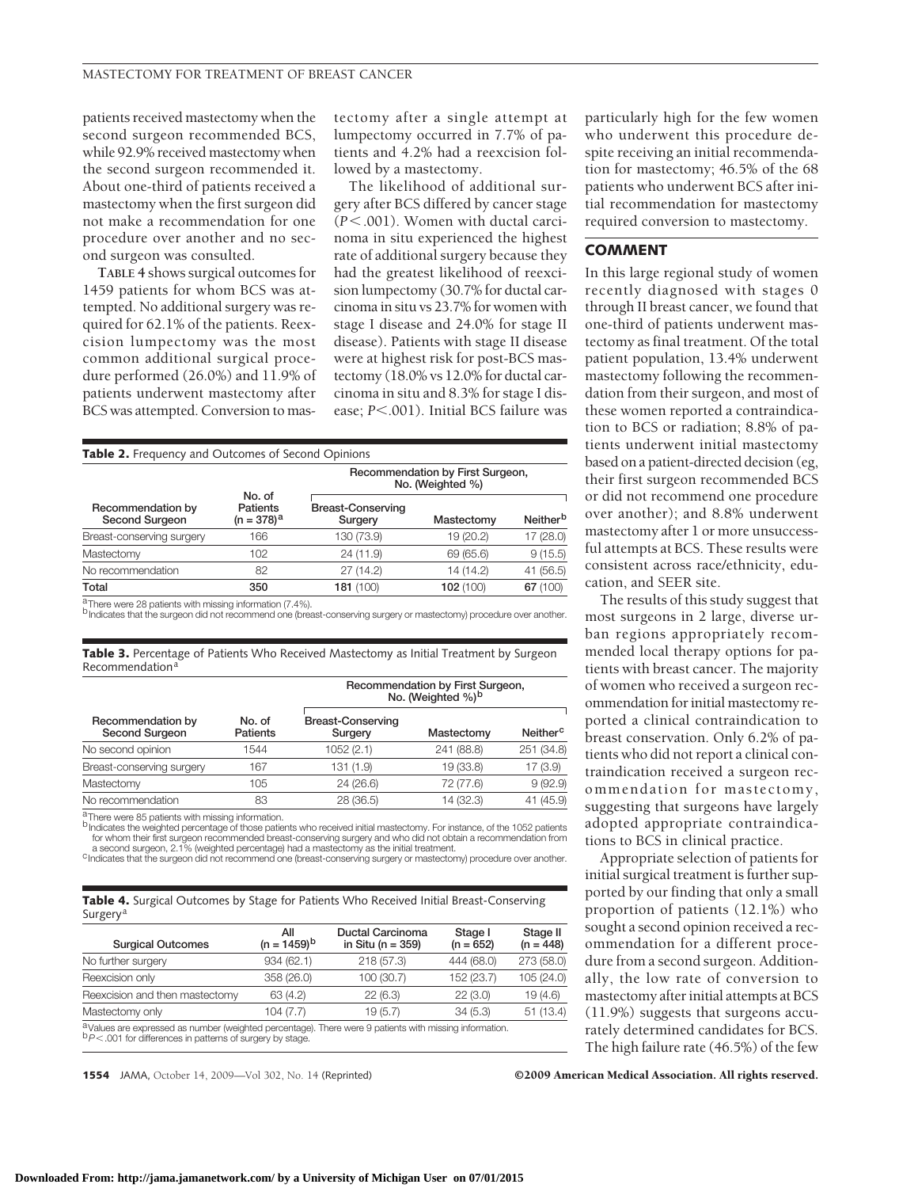patients received mastectomy when the second surgeon recommended BCS, while 92.9% received mastectomy when the second surgeon recommended it. About one-third of patients received a mastectomy when the first surgeon did not make a recommendation for one procedure over another and no second surgeon was consulted.

**TABLE 4** shows surgical outcomes for 1459 patients for whom BCS was attempted. No additional surgery was required for 62.1% of the patients. Reexcision lumpectomy was the most common additional surgical procedure performed (26.0%) and 11.9% of patients underwent mastectomy after BCS was attempted. Conversion to mastectomy after a single attempt at lumpectomy occurred in 7.7% of patients and 4.2% had a reexcision followed by a mastectomy.

The likelihood of additional surgery after BCS differed by cancer stage ($P < .001$). Women with ductal carcinoma in situ experienced the highest rate of additional surgery because they had the greatest likelihood of reexcision lumpectomy (30.7% for ductal carcinoma in situ vs 23.7% for women with stage I disease and 24.0% for stage II disease). Patients with stage II disease were at highest risk for post-BCS mastectomy (18.0% vs 12.0% for ductal carcinoma in situ and 8.3% for stage I disease; $P < .001$). Initial BCS failure was particularly high for the few women who underwent this procedure despite receiving an initial recommendation for mastectomy; 46.5% of the 68 patients who underwent BCS after initial recommendation for mastectomy required conversion to mastectomy.

**Table 2.** Frequency and Outcomes of Second Opinions

| Recommendation by Second Surgeon | No. of Patients (n = 378)[a] | Recommendation by First Surgeon, No. (Weighted %) | | |
|---|---|---|---|---|
| | | Breast-Conserving Surgery | Mastectomy | Neither[b] |
| Breast-conserving surgery | 166 | 130 (73.9) | 19 (20.2) | 17 (28.0) |
| Mastectomy | 102 | 24 (11.9) | 69 (65.6) | 9 (15.5) |
| No recommendation | 82 | 27 (14.2) | 14 (14.2) | 41 (56.5) |
| **Total** | **350** | **181** (100) | **102** (100) | **67** (100) |

[a] There were 28 patients with missing information (7.4%).
[b] Indicates that the surgeon did not recommend one (breast-conserving surgery or mastectomy) procedure over another.

**Table 3.** Percentage of Patients Who Received Mastectomy as Initial Treatment by Surgeon Recommendation[a]

| Recommendation by Second Surgeon | No. of Patients | Recommendation by First Surgeon, No. (Weighted %)[b] | | |
|---|---|---|---|---|
| | | Breast-Conserving Surgery | Mastectomy | Neither[c] |
| No second opinion | 1544 | 1052 (2.1) | 241 (88.8) | 251 (34.8) |
| Breast-conserving surgery | 167 | 131 (1.9) | 19 (33.8) | 17 (3.9) |
| Mastectomy | 105 | 24 (26.6) | 72 (77.6) | 9 (92.9) |
| No recommendation | 83 | 28 (36.5) | 14 (32.3) | 41 (45.9) |

[a] There were 85 patients with missing information.
[b] Indicates the weighted percentage of those patients who received initial mastectomy. For instance, of the 1052 patients for whom their first surgeon recommended breast-conserving surgery and who did not obtain a recommendation from a second surgeon, 2.1% (weighted percentage) had a mastectomy as the initial treatment.
[c] Indicates that the surgeon did not recommend one (breast-conserving surgery or mastectomy) procedure over another.

**Table 4.** Surgical Outcomes by Stage for Patients Who Received Initial Breast-Conserving Surgery[a]

| Surgical Outcomes | All (n = 1459)[b] | Ductal Carcinoma in Situ (n = 359) | Stage I (n = 652) | Stage II (n = 448) |
|---|---|---|---|---|
| No further surgery | 934 (62.1) | 218 (57.3) | 444 (68.0) | 273 (58.0) |
| Reexcision only | 358 (26.0) | 100 (30.7) | 152 (23.7) | 105 (24.0) |
| Reexcision and then mastectomy | 63 (4.2) | 22 (6.3) | 22 (3.0) | 19 (4.6) |
| Mastectomy only | 104 (7.7) | 19 (5.7) | 34 (5.3) | 51 (13.4) |

[a] Values are expressed as number (weighted percentage). There were 9 patients with missing information.
[b] $P < .001$ for differences in patterns of surgery by stage.

## COMMENT

In this large regional study of women recently diagnosed with stages 0 through II breast cancer, we found that one-third of patients underwent mastectomy as final treatment. Of the total patient population, 13.4% underwent mastectomy following the recommendation from their surgeon, and most of these women reported a contraindication to BCS or radiation; 8.8% of patients underwent initial mastectomy based on a patient-directed decision (eg, their first surgeon recommended BCS or did not recommend one procedure over another); and 8.8% underwent mastectomy after 1 or more unsuccessful attempts at BCS. These results were consistent across race/ethnicity, education, and SEER site.

The results of this study suggest that most surgeons in 2 large, diverse urban regions appropriately recommended local therapy options for patients with breast cancer. The majority of women who received a surgeon recommendation for initial mastectomy reported a clinical contraindication to breast conservation. Only 6.2% of patients who did not report a clinical contraindication received a surgeon recommendation for mastectomy, suggesting that surgeons have largely adopted appropriate contraindications to BCS in clinical practice.

Appropriate selection of patients for initial surgical treatment is further supported by our finding that only a small proportion of patients (12.1%) who sought a second opinion received a recommendation for a different procedure from a second surgeon. Additionally, the low rate of conversion to mastectomy after initial attempts at BCS (11.9%) suggests that surgeons accurately determined candidates for BCS. The high failure rate (46.5%) of the few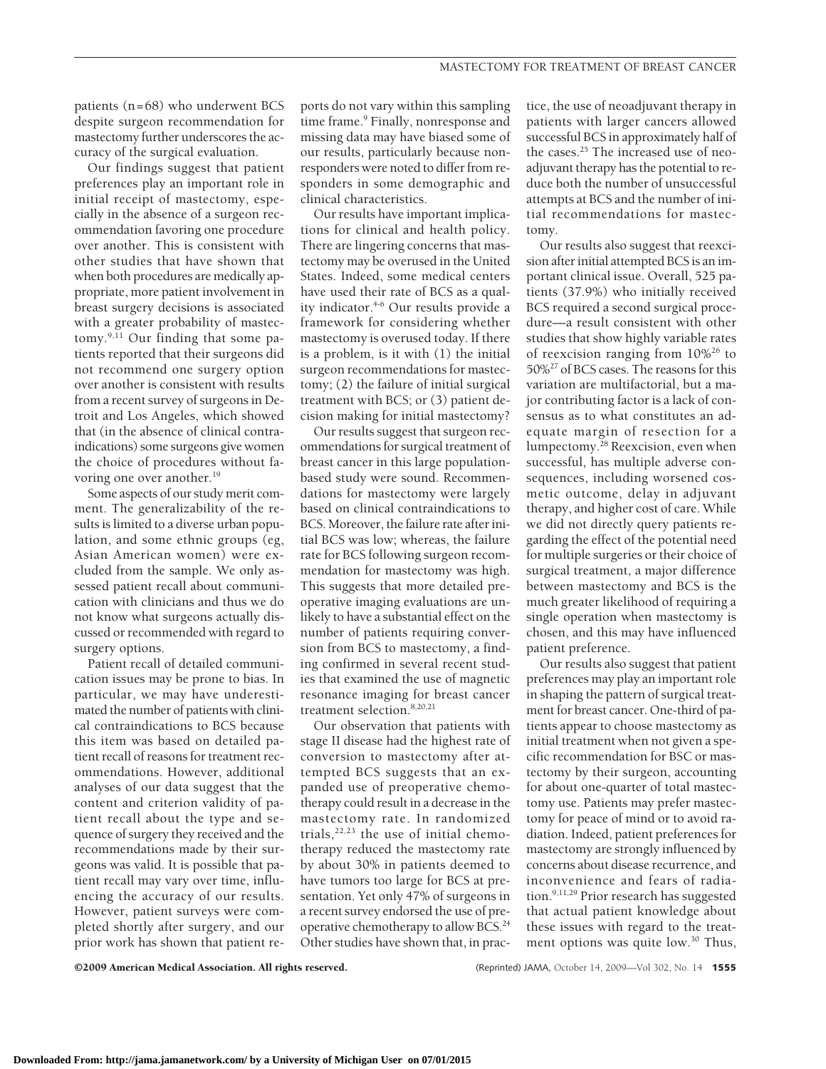patients (n=68) who underwent BCS despite surgeon recommendation for mastectomy further underscores the accuracy of the surgical evaluation.

Our findings suggest that patient preferences play an important role in initial receipt of mastectomy, especially in the absence of a surgeon recommendation favoring one procedure over another. This is consistent with other studies that have shown that when both procedures are medically appropriate, more patient involvement in breast surgery decisions is associated with a greater probability of mastectomy.[9,11] Our finding that some patients reported that their surgeons did not recommend one surgery option over another is consistent with results from a recent survey of surgeons in Detroit and Los Angeles, which showed that (in the absence of clinical contraindications) some surgeons give women the choice of procedures without favoring one over another.[19]

Some aspects of our study merit comment. The generalizability of the results is limited to a diverse urban population, and some ethnic groups (eg, Asian American women) were excluded from the sample. We only assessed patient recall about communication with clinicians and thus we do not know what surgeons actually discussed or recommended with regard to surgery options.

Patient recall of detailed communication issues may be prone to bias. In particular, we may have underestimated the number of patients with clinical contraindications to BCS because this item was based on detailed patient recall of reasons for treatment recommendations. However, additional analyses of our data suggest that the content and criterion validity of patient recall about the type and sequence of surgery they received and the recommendations made by their surgeons was valid. It is possible that patient recall may vary over time, influencing the accuracy of our results. However, patient surveys were completed shortly after surgery, and our prior work has shown that patient reports do not vary within this sampling time frame.[9] Finally, nonresponse and missing data may have biased some of our results, particularly because nonresponders were noted to differ from responders in some demographic and clinical characteristics.

Our results have important implications for clinical and health policy. There are lingering concerns that mastectomy may be overused in the United States. Indeed, some medical centers have used their rate of BCS as a quality indicator.[4-6] Our results provide a framework for considering whether mastectomy is overused today. If there is a problem, is it with (1) the initial surgeon recommendations for mastectomy; (2) the failure of initial surgical treatment with BCS; or (3) patient decision making for initial mastectomy?

Our results suggest that surgeon recommendations for surgical treatment of breast cancer in this large population-based study were sound. Recommendations for mastectomy were largely based on clinical contraindications to BCS. Moreover, the failure rate after initial BCS was low; whereas, the failure rate for BCS following surgeon recommendation for mastectomy was high. This suggests that more detailed preoperative imaging evaluations are unlikely to have a substantial effect on the number of patients requiring conversion from BCS to mastectomy, a finding confirmed in several recent studies that examined the use of magnetic resonance imaging for breast cancer treatment selection.[8,20,21]

Our observation that patients with stage II disease had the highest rate of conversion to mastectomy after attempted BCS suggests that an expanded use of preoperative chemotherapy could result in a decrease in the mastectomy rate. In randomized trials,[22,23] the use of initial chemotherapy reduced the mastectomy rate by about 30% in patients deemed to have tumors too large for BCS at presentation. Yet only 47% of surgeons in a recent survey endorsed the use of preoperative chemotherapy to allow BCS.[24] Other studies have shown that, in practice, the use of neoadjuvant therapy in patients with larger cancers allowed successful BCS in approximately half of the cases.[25] The increased use of neoadjuvant therapy has the potential to reduce both the number of unsuccessful attempts at BCS and the number of initial recommendations for mastectomy.

Our results also suggest that reexcision after initial attempted BCS is an important clinical issue. Overall, 525 patients (37.9%) who initially received BCS required a second surgical procedure—a result consistent with other studies that show highly variable rates of reexcision ranging from 10%[26] to 50%[27] of BCS cases. The reasons for this variation are multifactorial, but a major contributing factor is a lack of consensus as to what constitutes an adequate margin of resection for a lumpectomy.[28] Reexcision, even when successful, has multiple adverse consequences, including worsened cosmetic outcome, delay in adjuvant therapy, and higher cost of care. While we did not directly query patients regarding the effect of the potential need for multiple surgeries or their choice of surgical treatment, a major difference between mastectomy and BCS is the much greater likelihood of requiring a single operation when mastectomy is chosen, and this may have influenced patient preference.

Our results also suggest that patient preferences may play an important role in shaping the pattern of surgical treatment for breast cancer. One-third of patients appear to choose mastectomy as initial treatment when not given a specific recommendation for BSC or mastectomy by their surgeon, accounting for about one-quarter of total mastectomy use. Patients may prefer mastectomy for peace of mind or to avoid radiation. Indeed, patient preferences for mastectomy are strongly influenced by concerns about disease recurrence, and inconvenience and fears of radiation.[9,11,29] Prior research has suggested that actual patient knowledge about these issues with regard to the treatment options was quite low.[30] Thus,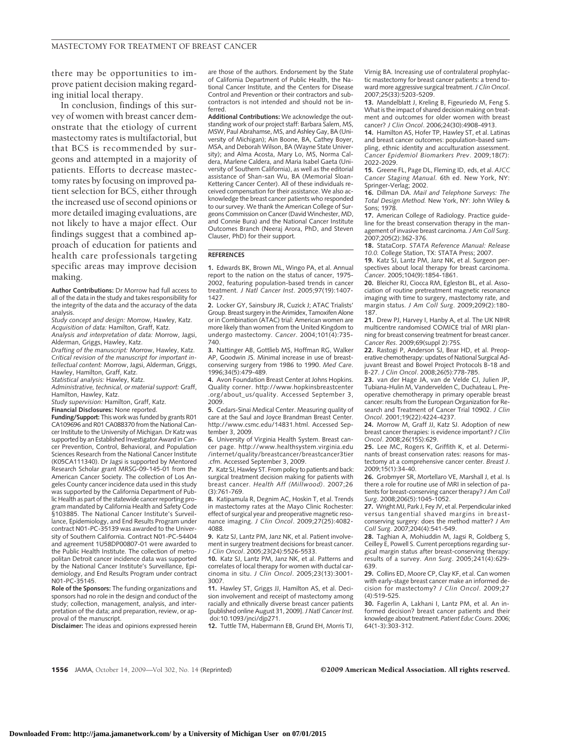there may be opportunities to improve patient decision making regarding initial local therapy.

In conclusion, findings of this survey of women with breast cancer demonstrate that the etiology of current mastectomy rates is multifactorial, but that BCS is recommended by surgeons and attempted in a majority of patients. Efforts to decrease mastectomy rates by focusing on improved patient selection for BCS, either through the increased use of second opinions or more detailed imaging evaluations, are not likely to have a major effect. Our findings suggest that a combined approach of education for patients and health care professionals targeting specific areas may improve decision making.

**Author Contributions:** Dr Morrow had full access to all of the data in the study and takes responsibility for the integrity of the data and the accuracy of the data analysis.

*Study concept and design:* Morrow, Hawley, Katz.

*Acquisition of data:* Hamilton, Graff, Katz.

*Analysis and interpretation of data:* Morrow, Jagsi, Alderman, Griggs, Hawley, Katz.

*Drafting of the manuscript:* Morrow, Hawley, Katz.

*Critical revision of the manuscript for important intellectual content:* Morrow, Jagsi, Alderman, Griggs, Hawley, Hamilton, Graff, Katz.

*Statistical analysis:* Hawley, Katz.

*Administrative, technical, or material support:* Graff, Hamilton, Hawley, Katz.

*Study supervision:* Hamilton, Graff, Katz.

**Financial Disclosures:** None reported.

**Funding/Support:** This work was funded by grants R01 CA109696 and R01 CA088370 from the National Cancer Institute to the University of Michigan. Dr Katz was supported by an Established Investigator Award in Cancer Prevention, Control, Behavioral, and Population Sciences Research from the National Cancer Institute (K05CA111340). Dr Jagsi is supported by Mentored Research Scholar grant MRSG-09-145-01 from the American Cancer Society. The collection of Los Angeles County cancer incidence data used in this study was supported by the California Department of Public Health as part of the statewide cancer reporting program mandated by California Health and Safety Code §103885. The National Cancer Institute's Surveillance, Epidemiology, and End Results Program under contract N01-PC-35139 was awarded to the University of Southern California. Contract N01-PC-54404 and agreement 1U58DP00807-01 were awarded to the Public Health Institute. The collection of metropolitan Detroit cancer incidence data was supported by the National Cancer Institute's Surveillance, Epidemiology, and End Results Program under contract N01-PC-35145.

**Role of the Sponsors:** The funding organizations and sponsors had no role in the design and conduct of the study; collection, management, analysis, and interpretation of the data; and preparation, review, or approval of the manuscript.

**Disclaimer:** The ideas and opinions expressed herein are those of the authors. Endorsement by the State of California Department of Public Health, the National Cancer Institute, and the Centers for Disease Control and Prevention or their contractors and subcontractors is not intended and should not be inferred.

**Additional Contributions:** We acknowledge the outstanding work of our project staff: Barbara Salem, MS, MSW, Paul Abrahamse, MS, and Ashley Gay, BA (University of Michigan); Ain Boone, BA, Cathey Boyer, MSA, and Deborah Wilson, BA (Wayne State University); and Alma Acosta, Mary Lo, MS, Norma Caldera, Marlene Caldera, and Maria Isabel Gaeta (University of Southern California), as well as the editorial assistance of Shan-san Wu, BA (Memorial Sloan-Kettering Cancer Center). All of these individuals received compensation for their assistance. We also acknowledge the breast cancer patients who responded to our survey. We thank the American College of Surgeons Commission on Cancer (David Winchester, MD, and Connie Bura) and the National Cancer Institute Outcomes Branch (Neeraj Arora, PhD, and Steven Clauser, PhD) for their support.

## REFERENCES

1. Edwards BK, Brown ML, Wingo PA, et al. Annual report to the nation on the status of cancer, 1975-2002, featuring population-based trends in cancer treatment. *J Natl Cancer Inst*. 2005;97(19):1407-1427.

2. Locker GY, Sainsbury JR, Cuzick J; ATAC Trialists' Group. Breast surgery in the Arimidex, Tamoxifen Alone or in Combination (ATAC) trial: American women are more likely than women from the United Kingdom to undergo mastectomy. *Cancer*. 2004;101(4):735-740.

3. Nattinger AB, Gottlieb MS, Hoffman RG, Walker AP, Goodwin JS. Minimal increase in use of breast-conserving surgery from 1986 to 1990. *Med Care*. 1996;34(5):479-489.

4. Avon Foundation Breast Center at Johns Hopkins. Quality corner. http://www.hopkinsbreastcenter.org/about_us/quality. Accessed September 3, 2009.

5. Cedars-Sinai Medical Center. Measuring quality of care at the Saul and Joyce Brandman Breast Center. http://www.csmc.edu/14831.html. Accessed September 3, 2009.

6. University of Virginia Health System. Breast cancer page. http://www.healthsystem.virginia.edu/internet/quality/breastcancer/breastcancer3tier.cfm. Accessed September 3, 2009.

7. Katz SJ, Hawley ST. From policy to patients and back: surgical treatment decision making for patients with breast cancer. *Health Aff (Millwood)*. 2007;26(3):761-769.

8. Katipamula R, Degnim AC, Hoskin T, et al. Trends in mastectomy rates at the Mayo Clinic Rochester: effect of surgical year and preoperative magnetic resonance imaging. *J Clin Oncol*. 2009;27(25):4082-4088.

9. Katz SJ, Lantz PM, Janz NK, et al. Patient involvement in surgery treatment decisions for breast cancer. *J Clin Oncol*. 2005;23(24):5526-5533.

10. Katz SJ, Lantz PM, Janz NK, et al. Patterns and correlates of local therapy for women with ductal carcinoma in situ. *J Clin Oncol*. 2005;23(13):3001-3007.

11. Hawley ST, Griggs JJ, Hamilton AS, et al. Decision involvement and receipt of mastectomy among racially and ethnically diverse breast cancer patients [published online August 31, 2009]. *J Natl Cancer Inst*. doi:10.1093/jnci/djp271.

12. Tuttle TM, Habermann EB, Grund EH, Morris TJ, Virnig BA. Increasing use of contralateral prophylactic mastectomy for breast cancer patients: a trend toward more aggressive surgical treatment. *J Clin Oncol*. 2007;25(33):5203-5209.

13. Mandelblatt J, Kreling B, Figeuriedo M, Feng S. What is the impact of shared decision making on treatment and outcomes for older women with breast cancer? *J Clin Oncol*. 2006;24(30):4908-4913.

14. Hamilton AS, Hofer TP, Hawley ST, et al. Latinas and breast cancer outcomes: population-based sampling, ethnic identity and acculturation assessment. *Cancer Epidemiol Biomarkers Prev*. 2009;18(7):2022-2029.

15. Greene FL, Page DL, Fleming ID, eds, et al. *AJCC Cancer Staging Manual.* 6th ed. New York, NY: Springer-Verlag; 2002.

16. Dillman DA. *Mail and Telephone Surveys: The Total Design Method.* New York, NY: John Wiley & Sons; 1978.

17. American College of Radiology. Practice guideline for the breast conservation therapy in the management of invasive breast carcinoma. *J Am Coll Surg*. 2007;205(2):362-376.

18. StataCorp. *STATA Reference Manual: Release 10.0.* College Station, TX: STATA Press; 2007.

19. Katz SJ, Lantz PM, Janz NK, et al. Surgeon perspectives about local therapy for breast carcinoma. *Cancer*. 2005;104(9):1854-1861.

20. Bleicher RJ, Ciocca RM, Egleston BL, et al. Association of routine pretreatment magnetic resonance imaging with time to surgery, mastectomy rate, and margin status. *J Am Coll Surg*. 2009;209(2):180-187.

21. Drew PJ, Harvey I, Hanby A, et al. The UK NIHR multicentre randomised COMICE trial of MRI planning for breast conserving treatment for breast cancer. *Cancer Res*. 2009;69(suppl 2):75S.

22. Rastogi P, Anderson SJ, Bear HD, et al. Preoperative chemotherapy: updates of National Surgical Adjuvant Breast and Bowel Project Protocols B-18 and B-27. *J Clin Oncol*. 2008;26(5):778-785.

23. van der Hage JA, van de Velde CJ, Julien JP, Tubiana-Hulin M, Vandervelden C, Duchateau L. Preoperative chemotherapy in primary operable breast cancer: results from the European Organization for Research and Treatment of Cancer Trial 10902. *J Clin Oncol*. 2001;19(22):4224-4237.

24. Morrow M, Graff JJ, Katz SJ. Adoption of new breast cancer therapies: is evidence important? *J Clin Oncol*. 2008;26(15S):629.

25. Lee MC, Rogers K, Griffith K, et al. Determinants of breast conservation rates: reasons for mastectomy at a comprehensive cancer center. *Breast J*. 2009;15(1):34-40.

26. Grobmyer SR, Mortellaro VE, Marshall J, et al. Is there a role for routine use of MRI in selection of patients for breast-conserving cancer therapy? *J Am Coll Surg*. 2008;206(5):1045-1052.

27. Wright MJ, Park J, Fey JV, et al. Perpendicular inked versus tangential shaved margins in breast-conserving surgery: does the method matter? *J Am Coll Surg*. 2007;204(4):541-549.

28. Taghian A, Mohiuddin M, Jagsi R, Goldberg S, Ceilley E, Powell S. Current perceptions regarding surgical margin status after breast-conserving therapy: results of a survey. *Ann Surg*. 2005;241(4):629-639.

29. Collins ED, Moore CP, Clay KF, et al. Can women with early-stage breast cancer make an informed decision for mastectomy? *J Clin Oncol*. 2009;27(4):519-525.

30. Fagerlin A, Lakhani I, Lantz PM, et al. An informed decision? breast cancer patients and their knowledge about treatment. *Patient Educ Couns*. 2006;64(1-3):303-312.